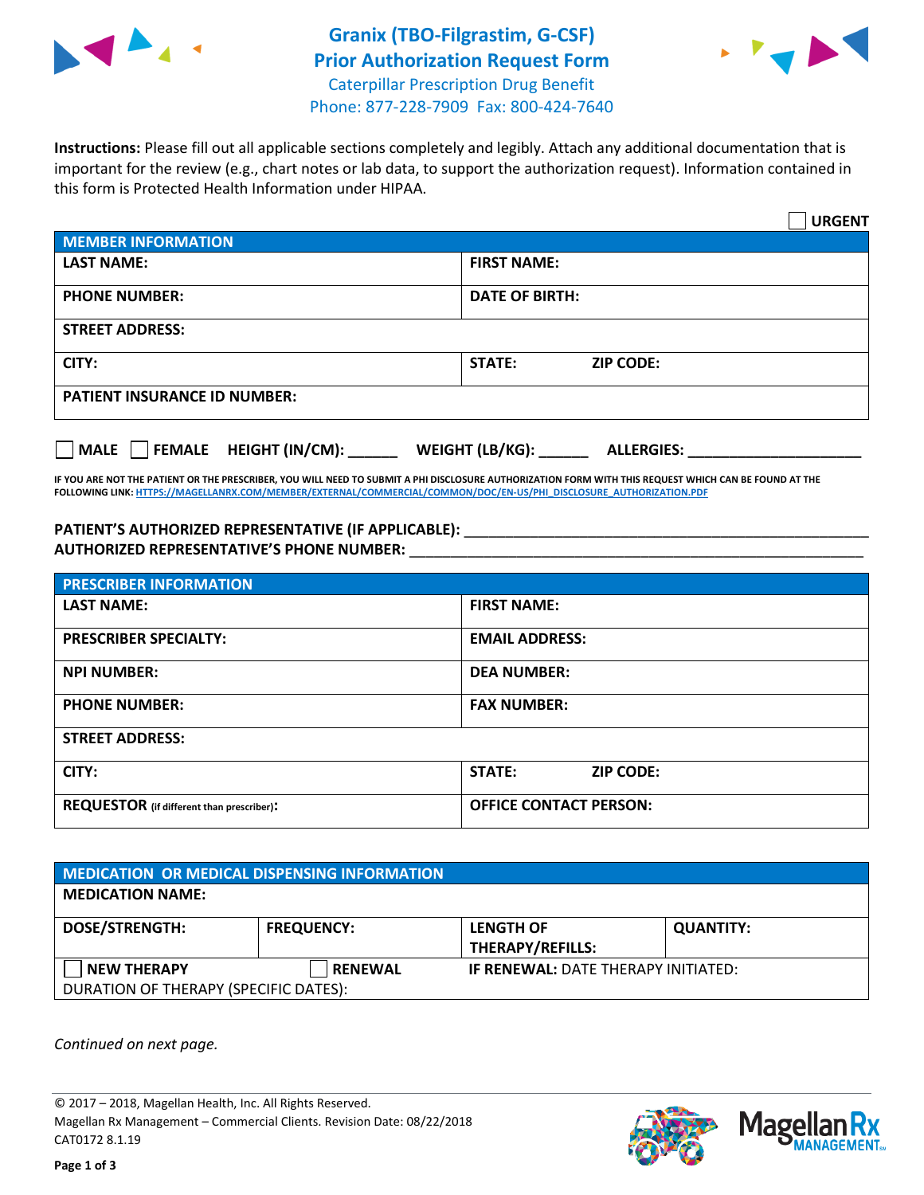# Granix (TBO-Filgrastim, G-CSF)
## Prior Authorization Request Form

Caterpillar Prescription Drug Benefit
Phone: 877-228-7909 Fax: 800-424-7640

**Instructions:** Please fill out all applicable sections completely and legibly. Attach any additional documentation that is important for the review (e.g., chart notes or lab data, to support the authorization request). Information contained in this form is Protected Health Information under HIPAA.

☐ **URGENT**

| MEMBER INFORMATION | | |
|---|---|---|
| **LAST NAME:** | **FIRST NAME:** | |
| **PHONE NUMBER:** | **DATE OF BIRTH:** | |
| **STREET ADDRESS:** | | |
| **CITY:** | **STATE:** | **ZIP CODE:** |
| **PATIENT INSURANCE ID NUMBER:** | | |

☐ **MALE** ☐ **FEMALE** **HEIGHT (IN/CM):** ______ **WEIGHT (LB/KG):** ______ **ALLERGIES:** ____________________

**IF YOU ARE NOT THE PATIENT OR THE PRESCRIBER, YOU WILL NEED TO SUBMIT A PHI DISCLOSURE AUTHORIZATION FORM WITH THIS REQUEST WHICH CAN BE FOUND AT THE FOLLOWING LINK:** HTTPS://MAGELLANRX.COM/MEMBER/EXTERNAL/COMMERCIAL/COMMON/DOC/EN-US/PHI_DISCLOSURE_AUTHORIZATION.PDF

**PATIENT'S AUTHORIZED REPRESENTATIVE (IF APPLICABLE):** ____________________________________________
**AUTHORIZED REPRESENTATIVE'S PHONE NUMBER:** ____________________________________________

| PRESCRIBER INFORMATION | | |
|---|---|---|
| **LAST NAME:** | **FIRST NAME:** | |
| **PRESCRIBER SPECIALTY:** | **EMAIL ADDRESS:** | |
| **NPI NUMBER:** | **DEA NUMBER:** | |
| **PHONE NUMBER:** | **FAX NUMBER:** | |
| **STREET ADDRESS:** | | |
| **CITY:** | **STATE:** | **ZIP CODE:** |
| **REQUESTOR** (if different than prescriber)**:** | **OFFICE CONTACT PERSON:** | |

| MEDICATION OR MEDICAL DISPENSING INFORMATION | | | |
|---|---|---|---|
| **MEDICATION NAME:** | | | |
| **DOSE/STRENGTH:** | **FREQUENCY:** | **LENGTH OF THERAPY/REFILLS:** | **QUANTITY:** |
| ☐ **NEW THERAPY** | ☐ **RENEWAL** | **IF RENEWAL:** DATE THERAPY INITIATED: | |
| DURATION OF THERAPY (SPECIFIC DATES): | | | |

*Continued on next page.*

© 2017 – 2018, Magellan Health, Inc. All Rights Reserved.
Magellan Rx Management – Commercial Clients. Revision Date: 08/22/2018
CAT0172 8.1.19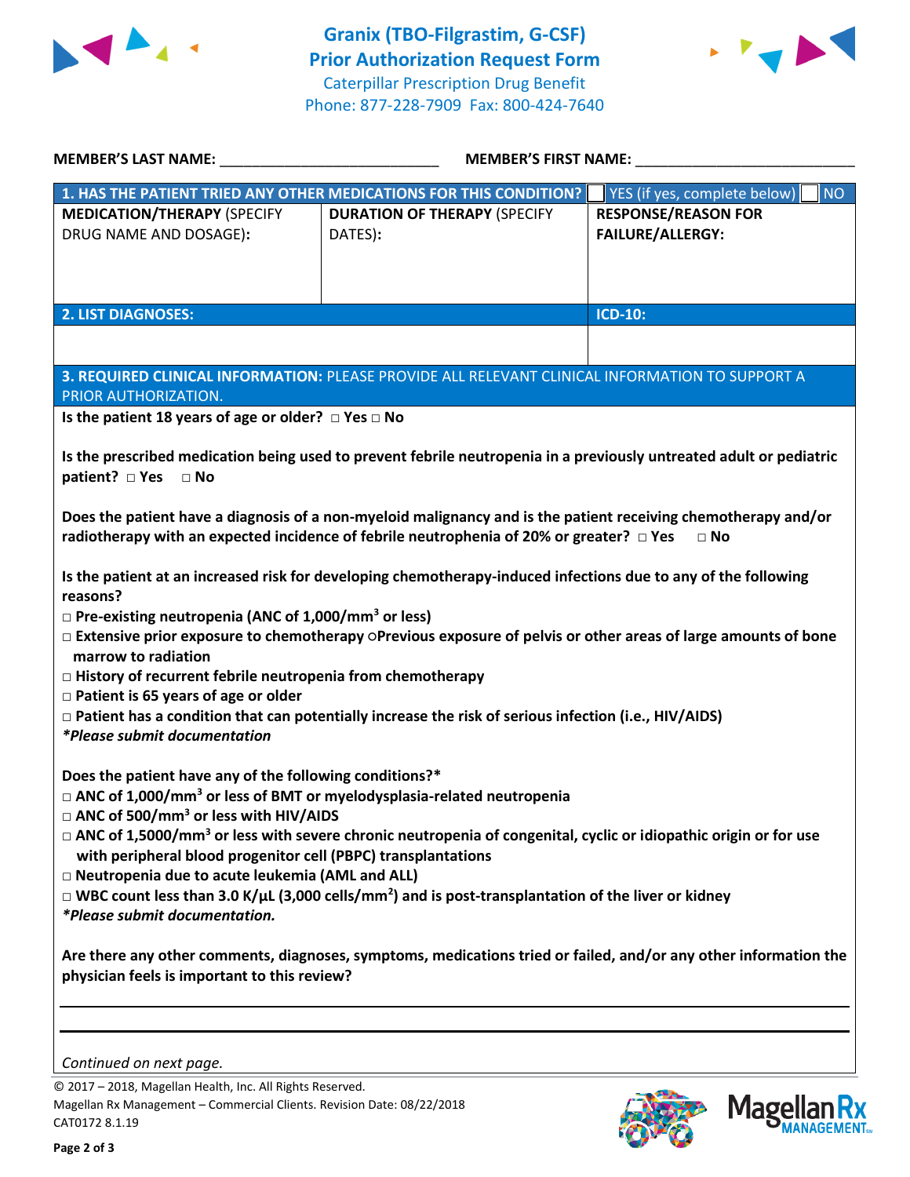# Granix (TBO-Filgrastim, G-CSF)
## Prior Authorization Request Form

Caterpillar Prescription Drug Benefit
Phone: 877-228-7909 Fax: 800-424-7640

**MEMBER'S LAST NAME:** ___________________________ **MEMBER'S FIRST NAME:** ___________________________

| 1. HAS THE PATIENT TRIED ANY OTHER MEDICATIONS FOR THIS CONDITION? | ☐ YES (if yes, complete below) | ☐ NO |
|---|---|---|
| **MEDICATION/THERAPY** (SPECIFY DRUG NAME AND DOSAGE): | **DURATION OF THERAPY** (SPECIFY DATES): | **RESPONSE/REASON FOR FAILURE/ALLERGY:** |
| | | |

| 2. LIST DIAGNOSES: | ICD-10: |
|---|---|
| | |

**3. REQUIRED CLINICAL INFORMATION:** PLEASE PROVIDE ALL RELEVANT CLINICAL INFORMATION TO SUPPORT A PRIOR AUTHORIZATION.

**Is the patient 18 years of age or older? □ Yes □ No**

**Is the prescribed medication being used to prevent febrile neutropenia in a previously untreated adult or pediatric patient? □ Yes □ No**

**Does the patient have a diagnosis of a non-myeloid malignancy and is the patient receiving chemotherapy and/or radiotherapy with an expected incidence of febrile neutrophenia of 20% or greater? □ Yes □ No**

**Is the patient at an increased risk for developing chemotherapy-induced infections due to any of the following reasons?**

- **□ Pre-existing neutropenia (ANC of 1,000/mm$^3$ or less)**
- **□ Extensive prior exposure to chemotherapy ○Previous exposure of pelvis or other areas of large amounts of bone marrow to radiation**
- **□ History of recurrent febrile neutropenia from chemotherapy**
- **□ Patient is 65 years of age or older**
- **□ Patient has a condition that can potentially increase the risk of serious infection (i.e., HIV/AIDS)**

***Please submit documentation**

**Does the patient have any of the following conditions?***

- **□ ANC of 1,000/mm$^3$ or less of BMT or myelodysplasia-related neutropenia**
- **□ ANC of 500/mm$^3$ or less with HIV/AIDS**
- **□ ANC of 1,5000/mm$^3$ or less with severe chronic neutropenia of congenital, cyclic or idiopathic origin or for use with peripheral blood progenitor cell (PBPC) transplantations**
- **□ Neutropenia due to acute leukemia (AML and ALL)**
- **□ WBC count less than 3.0 K/µL (3,000 cells/mm$^2$) and is post-transplantation of the liver or kidney**

***Please submit documentation.**

**Are there any other comments, diagnoses, symptoms, medications tried or failed, and/or any other information the physician feels is important to this review?**

_______________________________________________________________________________

_______________________________________________________________________________

*Continued on next page.*

© 2017 – 2018, Magellan Health, Inc. All Rights Reserved.
Magellan Rx Management – Commercial Clients. Revision Date: 08/22/2018
CAT0172 8.1.19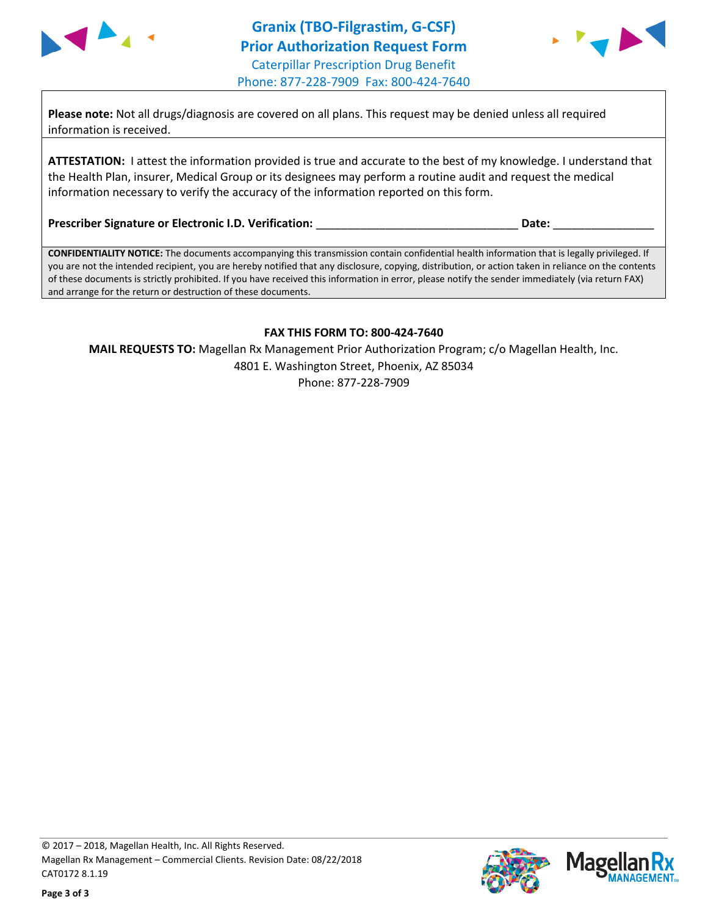**Please note:** Not all drugs/diagnosis are covered on all plans. This request may be denied unless all required information is received.

**ATTESTATION:** I attest the information provided is true and accurate to the best of my knowledge. I understand that the Health Plan, insurer, Medical Group or its designees may perform a routine audit and request the medical information necessary to verify the accuracy of the information reported on this form.

**Prescriber Signature or Electronic I.D. Verification:** ________________________________ **Date:** ________________

**CONFIDENTIALITY NOTICE:** The documents accompanying this transmission contain confidential health information that is legally privileged. If you are not the intended recipient, you are hereby notified that any disclosure, copying, distribution, or action taken in reliance on the contents of these documents is strictly prohibited. If you have received this information in error, please notify the sender immediately (via return FAX) and arrange for the return or destruction of these documents.

**FAX THIS FORM TO: 800-424-7640**

**MAIL REQUESTS TO:** Magellan Rx Management Prior Authorization Program; c/o Magellan Health, Inc.
4801 E. Washington Street, Phoenix, AZ 85034
Phone: 877-228-7909

© 2017 – 2018, Magellan Health, Inc. All Rights Reserved.
Magellan Rx Management – Commercial Clients. Revision Date: 08/22/2018
CAT0172 8.1.19